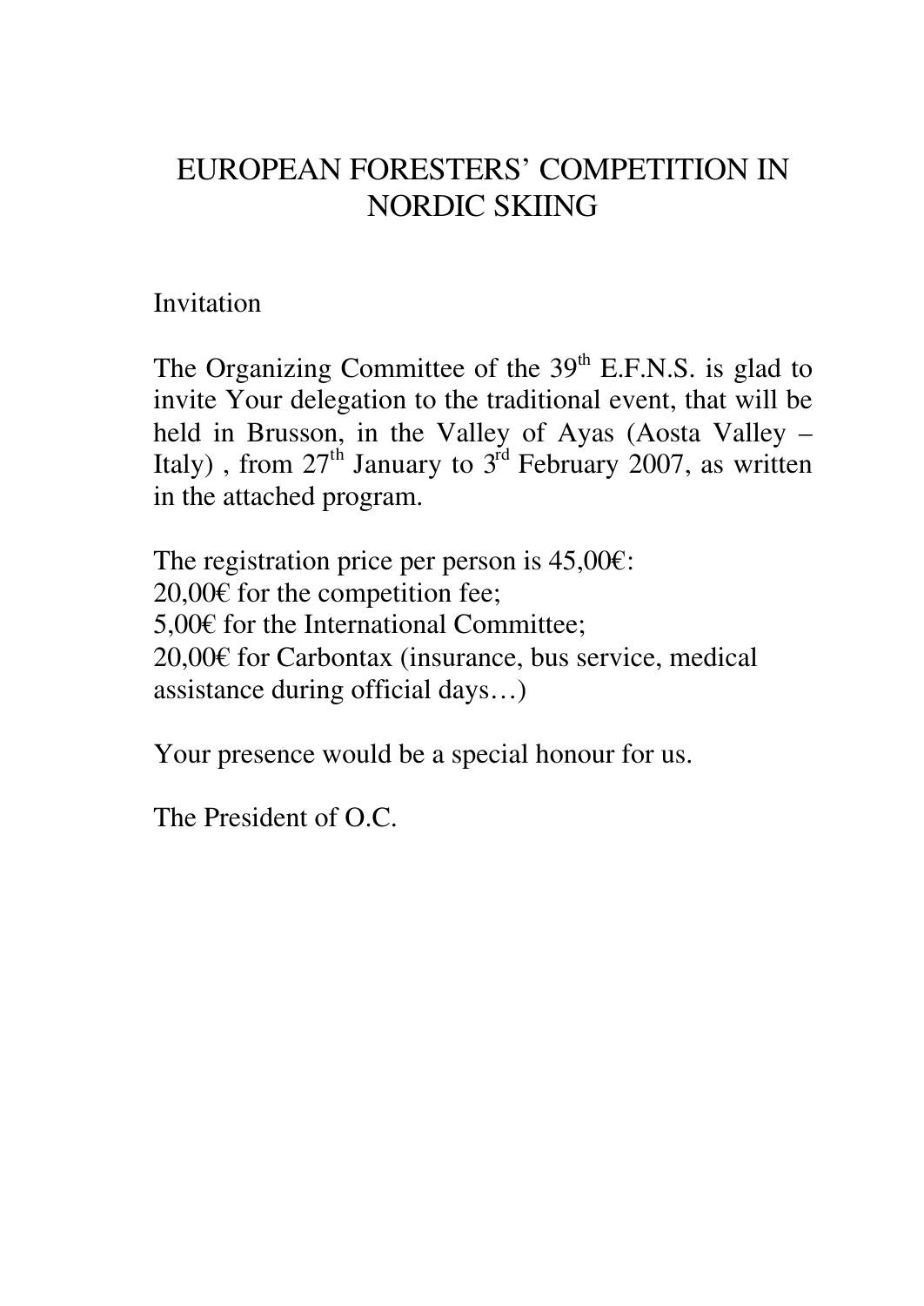# EUROPEAN FORESTERS' COMPETITION IN NORDIC SKIING

Invitation

The Organizing Committee of the 39th E.F.N.S. is glad to invite Your delegation to the traditional event, that will be held in Brusson, in the Valley of Ayas (Aosta Valley – Italy) , from 27th January to 3rd February 2007, as written in the attached program.

The registration price per person is 45,00€:
20,00€ for the competition fee;
5,00€ for the International Committee;
20,00€ for Carbontax (insurance, bus service, medical assistance during official days…)

Your presence would be a special honour for us.

The President of O.C.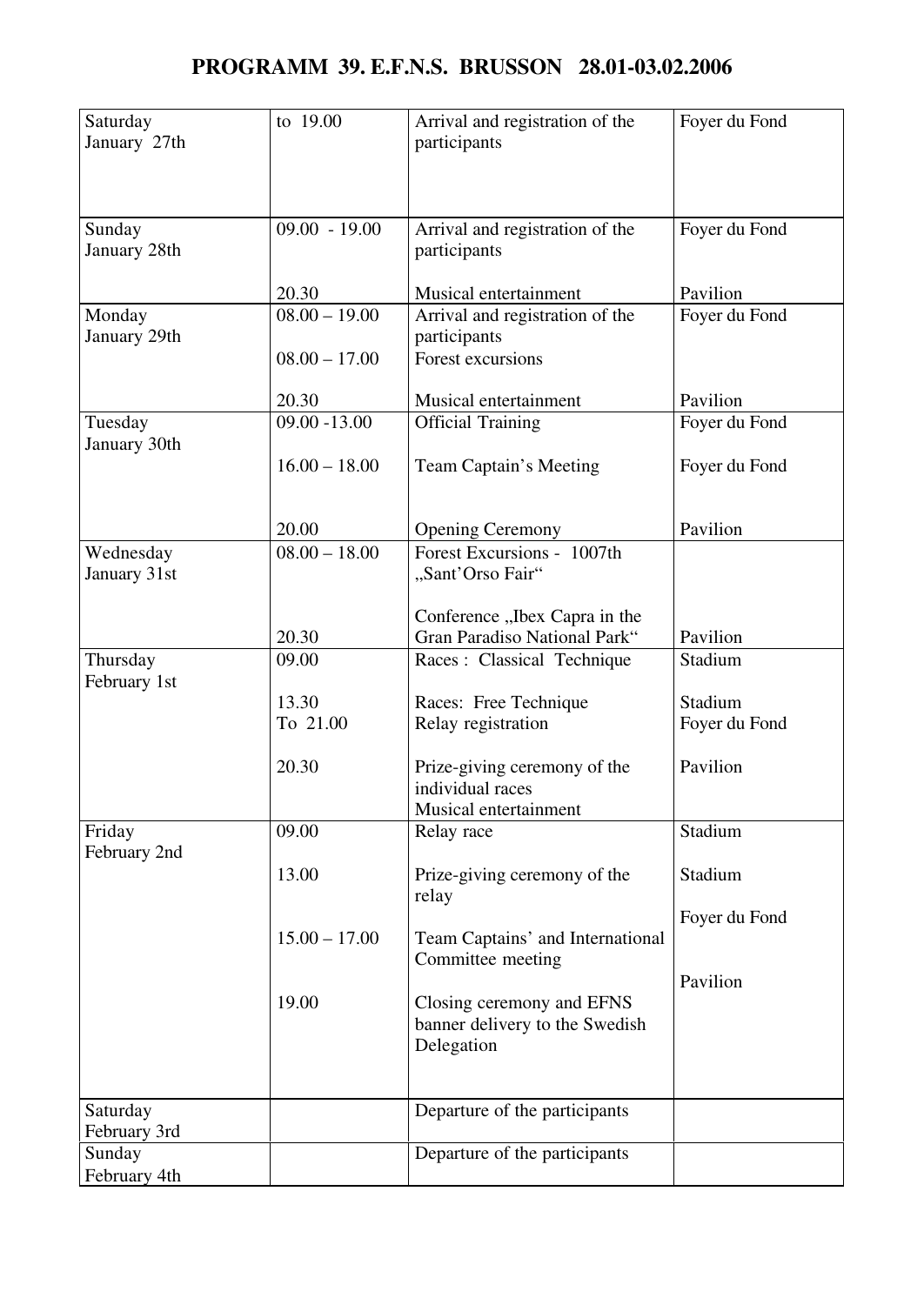# PROGRAMM 39. E.F.N.S. BRUSSON 28.01-03.02.2006

| Day | Time | Event | Location |
|---|---|---|---|
| Saturday January 27th | to 19.00 | Arrival and registration of the participants | Foyer du Fond |
| Sunday January 28th | 09.00 - 19.00<br><br>20.30 | Arrival and registration of the participants<br><br>Musical entertainment | Foyer du Fond<br><br>Pavilion |
| Monday January 29th | 08.00 – 19.00<br><br>08.00 – 17.00<br><br>20.30 | Arrival and registration of the participants<br><br>Forest excursions<br><br>Musical entertainment | Foyer du Fond<br><br><br><br>Pavilion |
| Tuesday January 30th | 09.00 -13.00<br><br>16.00 – 18.00<br><br>20.00 | Official Training<br><br>Team Captain's Meeting<br><br>Opening Ceremony | Foyer du Fond<br><br>Foyer du Fond<br><br>Pavilion |
| Wednesday January 31st | 08.00 – 18.00<br><br>20.30 | Forest Excursions - 1007th „Sant'Orso Fair"<br><br>Conference „Ibex Capra in the Gran Paradiso National Park" | <br><br><br>Pavilion |
| Thursday February 1st | 09.00<br><br>13.30<br>To 21.00<br><br>20.30 | Races : Classical Technique<br><br>Races: Free Technique<br>Relay registration<br><br>Prize-giving ceremony of the individual races<br>Musical entertainment | Stadium<br><br>Stadium<br>Foyer du Fond<br><br>Pavilion |
| Friday February 2nd | 09.00<br><br>13.00<br><br>15.00 – 17.00<br><br>19.00 | Relay race<br><br>Prize-giving ceremony of the relay<br><br>Team Captains' and International Committee meeting<br><br>Closing ceremony and EFNS banner delivery to the Swedish Delegation | Stadium<br><br>Stadium<br><br>Foyer du Fond<br><br>Pavilion |
| Saturday February 3rd | | Departure of the participants | |
| Sunday February 4th | | Departure of the participants | |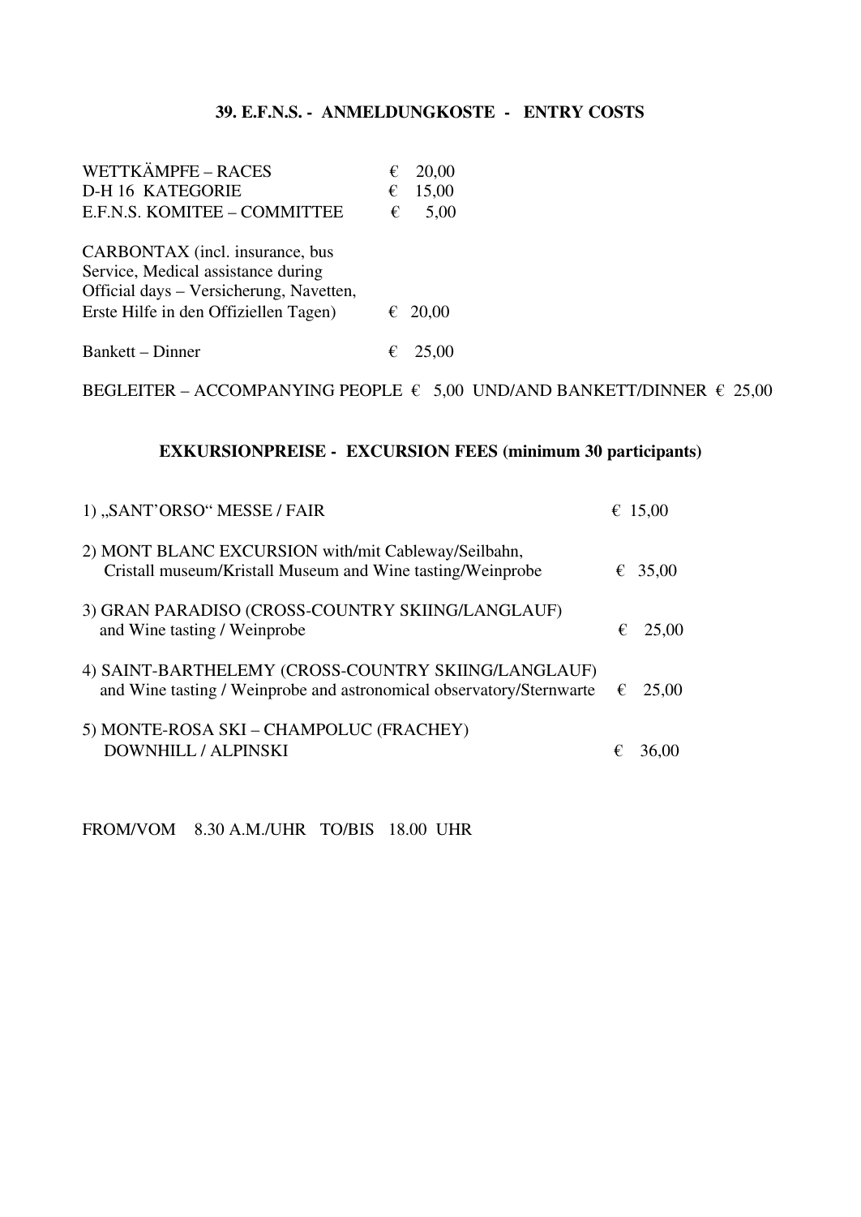## 39. E.F.N.S. - ANMELDUNGKOSTE - ENTRY COSTS

| | |
|---|---|
| WETTKÄMPFE – RACES | € 20,00 |
| D-H 16 KATEGORIE | € 15,00 |
| E.F.N.S. KOMITEE – COMMITTEE | € 5,00 |
| CARBONTAX (incl. insurance, bus Service, Medical assistance during Official days – Versicherung, Navetten, Erste Hilfe in den Offiziellen Tagen) | € 20,00 |
| Bankett – Dinner | € 25,00 |

BEGLEITER – ACCOMPANYING PEOPLE € 5,00 UND/AND BANKETT/DINNER € 25,00

## EXKURSIONPREISE - EXCURSION FEES (minimum 30 participants)

| | |
|---|---|
| 1) „SANT'ORSO" MESSE / FAIR | € 15,00 |
| 2) MONT BLANC EXCURSION with/mit Cableway/Seilbahn, Cristall museum/Kristall Museum and Wine tasting/Weinprobe | € 35,00 |
| 3) GRAN PARADISO (CROSS-COUNTRY SKIING/LANGLAUF) and Wine tasting / Weinprobe | € 25,00 |
| 4) SAINT-BARTHELEMY (CROSS-COUNTRY SKIING/LANGLAUF) and Wine tasting / Weinprobe and astronomical observatory/Sternwarte | € 25,00 |
| 5) MONTE-ROSA SKI – CHAMPOLUC (FRACHEY) DOWNHILL / ALPINSKI | € 36,00 |

FROM/VOM 8.30 A.M./UHR TO/BIS 18.00 UHR